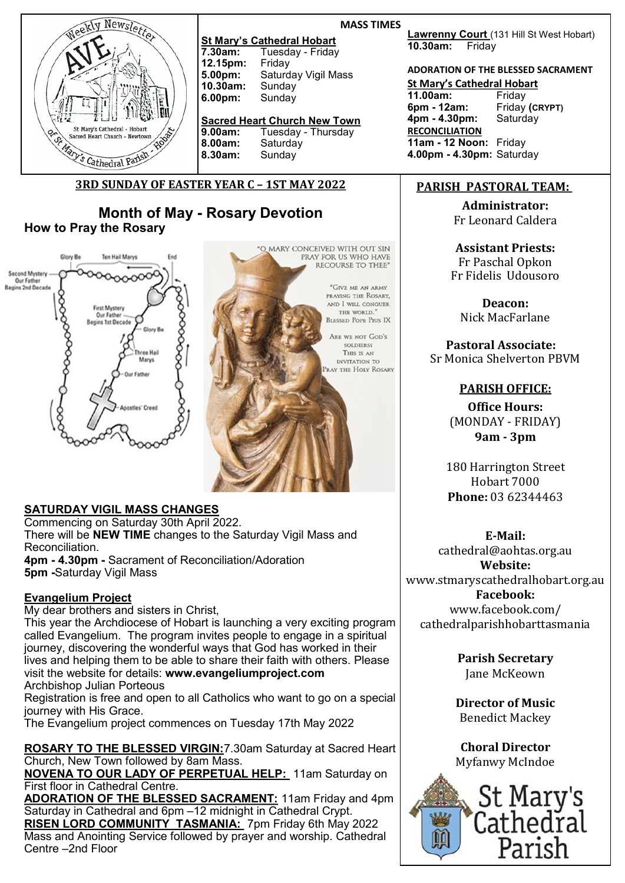# Weekly Newsletter AVE

St Mary's Cathedral - Hobart
Sacred Heart Church - Newtown
of St Mary's Cathedral Parish - Hobart

## MASS TIMES

**St Mary's Cathedral Hobart**

| | |
|---|---|
| **7.30am:** | Tuesday - Friday |
| **12.15pm:** | Friday |
| **5.00pm:** | Saturday Vigil Mass |
| **10.30am:** | Sunday |
| **6.00pm:** | Sunday |

**Sacred Heart Church New Town**

| | |
|---|---|
| **9.00am:** | Tuesday - Thursday |
| **8.00am:** | Saturday |
| **8.30am:** | Sunday |

**Lawrenny Court** (131 Hill St West Hobart)
**10.30am:** Friday

**ADORATION OF THE BLESSED SACRAMENT**

**St Mary's Cathedral Hobart**

| | |
|---|---|
| **11.00am:** | Friday |
| **6pm - 12am:** | Friday **(CRYPT)** |
| **4pm - 4.30pm:** | Saturday |

**RECONCILIATION**

| | |
|---|---|
| **11am - 12 Noon:** | Friday |
| **4.00pm - 4.30pm:** | Saturday |

**3RD SUNDAY OF EASTER YEAR C – 1ST MAY 2022**

## Month of May - Rosary Devotion

### How to Pray the Rosary

Glory Be — Ten Hail Marys — End — Second Mystery Our Father Begins 2nd Decade — First Mystery Our Father Begins 1st Decade — Glory Be — Three Hail Marys — Our Father — Apostles' Creed

"O MARY CONCEIVED WITH OUT SIN PRAY FOR US WHO HAVE RECOURSE TO THEE"

"GIVE ME AN ARMY PRAYING THE ROSARY, AND I WILL CONQUER THE WORLD." BLESSED POPE PIUS IX

ARE WE NOT GOD'S SOLDIERS: THIS IS AN INVITATION TO PRAY THE HOLY ROSARY

**SATURDAY VIGIL MASS CHANGES**

Commencing on Saturday 30th April 2022.
There will be **NEW TIME** changes to the Saturday Vigil Mass and Reconciliation.
**4pm - 4.30pm -** Sacrament of Reconciliation/Adoration
**5pm -**Saturday Vigil Mass

**Evangelium Project**

My dear brothers and sisters in Christ,
This year the Archdiocese of Hobart is launching a very exciting program called Evangelium. The program invites people to engage in a spiritual journey, discovering the wonderful ways that God has worked in their lives and helping them to be able to share their faith with others. Please visit the website for details: **www.evangeliumproject.com**
Archbishop Julian Porteous
Registration is free and open to all Catholics who want to go on a special journey with His Grace.
The Evangelium project commences on Tuesday 17th May 2022

**ROSARY TO THE BLESSED VIRGIN:**7.30am Saturday at Sacred Heart Church, New Town followed by 8am Mass.
**NOVENA TO OUR LADY OF PERPETUAL HELP:** 11am Saturday on First floor in Cathedral Centre.
**ADORATION OF THE BLESSED SACRAMENT:** 11am Friday and 4pm Saturday in Cathedral and 6pm –12 midnight in Cathedral Crypt.
**RISEN LORD COMMUNITY TASMANIA:** 7pm Friday 6th May 2022 Mass and Anointing Service followed by prayer and worship. Cathedral Centre –2nd Floor

## PARISH PASTORAL TEAM:

**Administrator:**
Fr Leonard Caldera

**Assistant Priests:**
Fr Paschal Opkon
Fr Fidelis Udousoro

**Deacon:**
Nick MacFarlane

**Pastoral Associate:**
Sr Monica Shelverton PBVM

## PARISH OFFICE:

**Office Hours:**
(MONDAY - FRIDAY)
**9am - 3pm**

180 Harrington Street
Hobart 7000
**Phone:** 03 62344463

**E-Mail:**
cathedral@aohtas.org.au
**Website:**
www.stmaryscathedralhobart.org.au
**Facebook:**
www.facebook.com/cathedralparishhobarttasmania

**Parish Secretary**
Jane McKeown

**Director of Music**
Benedict Mackey

**Choral Director**
Myfanwy McIndoe

St Mary's Cathedral Parish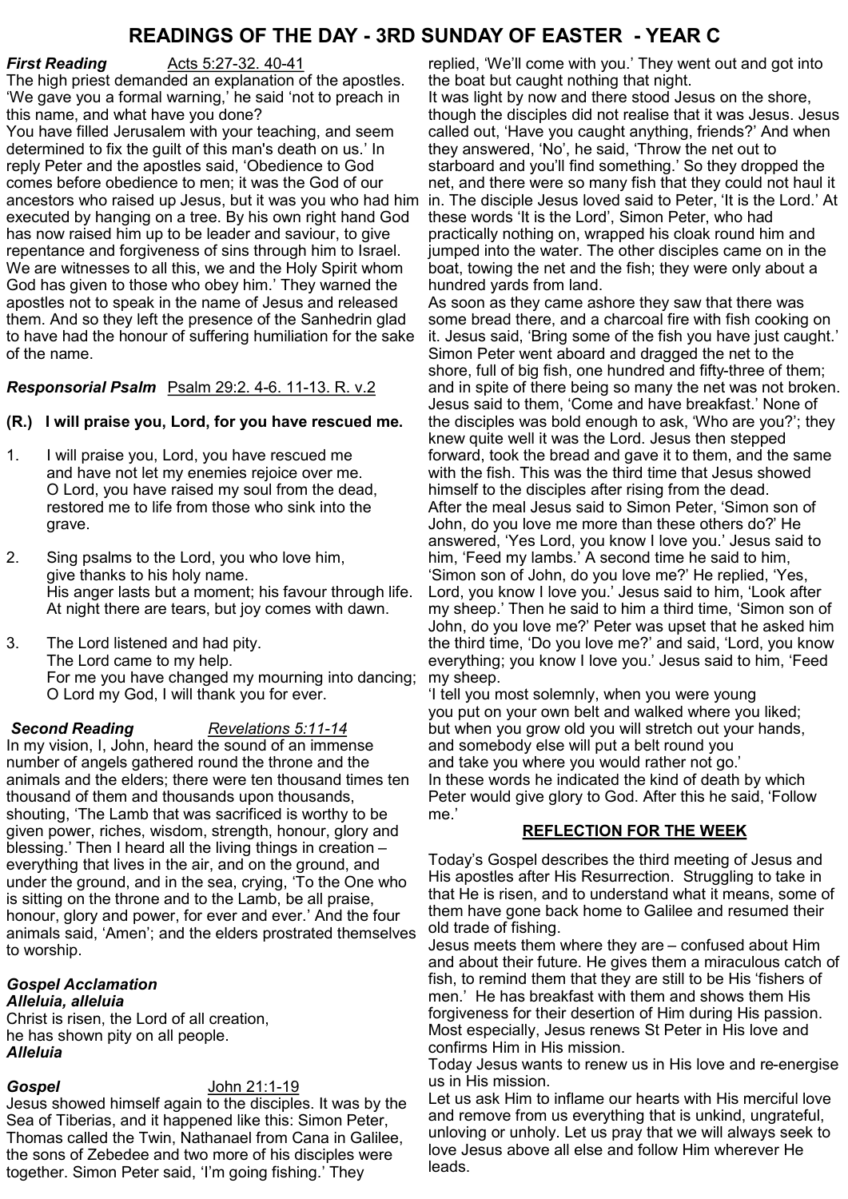# READINGS OF THE DAY - 3RD SUNDAY OF EASTER - YEAR C

***First Reading*** Acts 5:27-32. 40-41

The high priest demanded an explanation of the apostles. 'We gave you a formal warning,' he said 'not to preach in this name, and what have you done?
You have filled Jerusalem with your teaching, and seem determined to fix the guilt of this man's death on us.' In reply Peter and the apostles said, 'Obedience to God comes before obedience to men; it was the God of our ancestors who raised up Jesus, but it was you who had him executed by hanging on a tree. By his own right hand God has now raised him up to be leader and saviour, to give repentance and forgiveness of sins through him to Israel. We are witnesses to all this, we and the Holy Spirit whom God has given to those who obey him.' They warned the apostles not to speak in the name of Jesus and released them. And so they left the presence of the Sanhedrin glad to have had the honour of suffering humiliation for the sake of the name.

***Responsorial Psalm*** Psalm 29:2. 4-6. 11-13. R. v.2

**(R.) I will praise you, Lord, for you have rescued me.**

1. I will praise you, Lord, you have rescued me
   and have not let my enemies rejoice over me.
   O Lord, you have raised my soul from the dead,
   restored me to life from those who sink into the grave.

2. Sing psalms to the Lord, you who love him,
   give thanks to his holy name.
   His anger lasts but a moment; his favour through life.
   At night there are tears, but joy comes with dawn.

3. The Lord listened and had pity.
   The Lord came to my help.
   For me you have changed my mourning into dancing;
   O Lord my God, I will thank you for ever.

***Second Reading*** *Revelations 5:11-14*

In my vision, I, John, heard the sound of an immense number of angels gathered round the throne and the animals and the elders; there were ten thousand times ten thousand of them and thousands upon thousands, shouting, 'The Lamb that was sacrificed is worthy to be given power, riches, wisdom, strength, honour, glory and blessing.' Then I heard all the living things in creation – everything that lives in the air, and on the ground, and under the ground, and in the sea, crying, 'To the One who is sitting on the throne and to the Lamb, be all praise, honour, glory and power, for ever and ever.' And the four animals said, 'Amen'; and the elders prostrated themselves to worship.

***Gospel Acclamation***
***Alleluia, alleluia***
Christ is risen, the Lord of all creation,
he has shown pity on all people.
***Alleluia***

***Gospel*** John 21:1-19

Jesus showed himself again to the disciples. It was by the Sea of Tiberias, and it happened like this: Simon Peter, Thomas called the Twin, Nathanael from Cana in Galilee, the sons of Zebedee and two more of his disciples were together. Simon Peter said, 'I'm going fishing.' They replied, 'We'll come with you.' They went out and got into the boat but caught nothing that night.
It was light by now and there stood Jesus on the shore, though the disciples did not realise that it was Jesus. Jesus called out, 'Have you caught anything, friends?' And when they answered, 'No', he said, 'Throw the net out to starboard and you'll find something.' So they dropped the net, and there were so many fish that they could not haul it in. The disciple Jesus loved said to Peter, 'It is the Lord.' At these words 'It is the Lord', Simon Peter, who had practically nothing on, wrapped his cloak round him and jumped into the water. The other disciples came on in the boat, towing the net and the fish; they were only about a hundred yards from land.
As soon as they came ashore they saw that there was some bread there, and a charcoal fire with fish cooking on it. Jesus said, 'Bring some of the fish you have just caught.' Simon Peter went aboard and dragged the net to the shore, full of big fish, one hundred and fifty-three of them; and in spite of there being so many the net was not broken. Jesus said to them, 'Come and have breakfast.' None of the disciples was bold enough to ask, 'Who are you?'; they knew quite well it was the Lord. Jesus then stepped forward, took the bread and gave it to them, and the same with the fish. This was the third time that Jesus showed himself to the disciples after rising from the dead.
After the meal Jesus said to Simon Peter, 'Simon son of John, do you love me more than these others do?' He answered, 'Yes Lord, you know I love you.' Jesus said to him, 'Feed my lambs.' A second time he said to him, 'Simon son of John, do you love me?' He replied, 'Yes, Lord, you know I love you.' Jesus said to him, 'Look after my sheep.' Then he said to him a third time, 'Simon son of John, do you love me?' Peter was upset that he asked him the third time, 'Do you love me?' and said, 'Lord, you know everything; you know I love you.' Jesus said to him, 'Feed my sheep.
'I tell you most solemnly, when you were young
you put on your own belt and walked where you liked;
but when you grow old you will stretch out your hands,
and somebody else will put a belt round you
and take you where you would rather not go.'
In these words he indicated the kind of death by which Peter would give glory to God. After this he said, 'Follow me.'

## REFLECTION FOR THE WEEK

Today's Gospel describes the third meeting of Jesus and His apostles after His Resurrection. Struggling to take in that He is risen, and to understand what it means, some of them have gone back home to Galilee and resumed their old trade of fishing.
Jesus meets them where they are – confused about Him and about their future. He gives them a miraculous catch of fish, to remind them that they are still to be His 'fishers of men.' He has breakfast with them and shows them His forgiveness for their desertion of Him during His passion. Most especially, Jesus renews St Peter in His love and confirms Him in His mission.
Today Jesus wants to renew us in His love and re-energise us in His mission.
Let us ask Him to inflame our hearts with His merciful love and remove from us everything that is unkind, ungrateful, unloving or unholy. Let us pray that we will always seek to love Jesus above all else and follow Him wherever He leads.